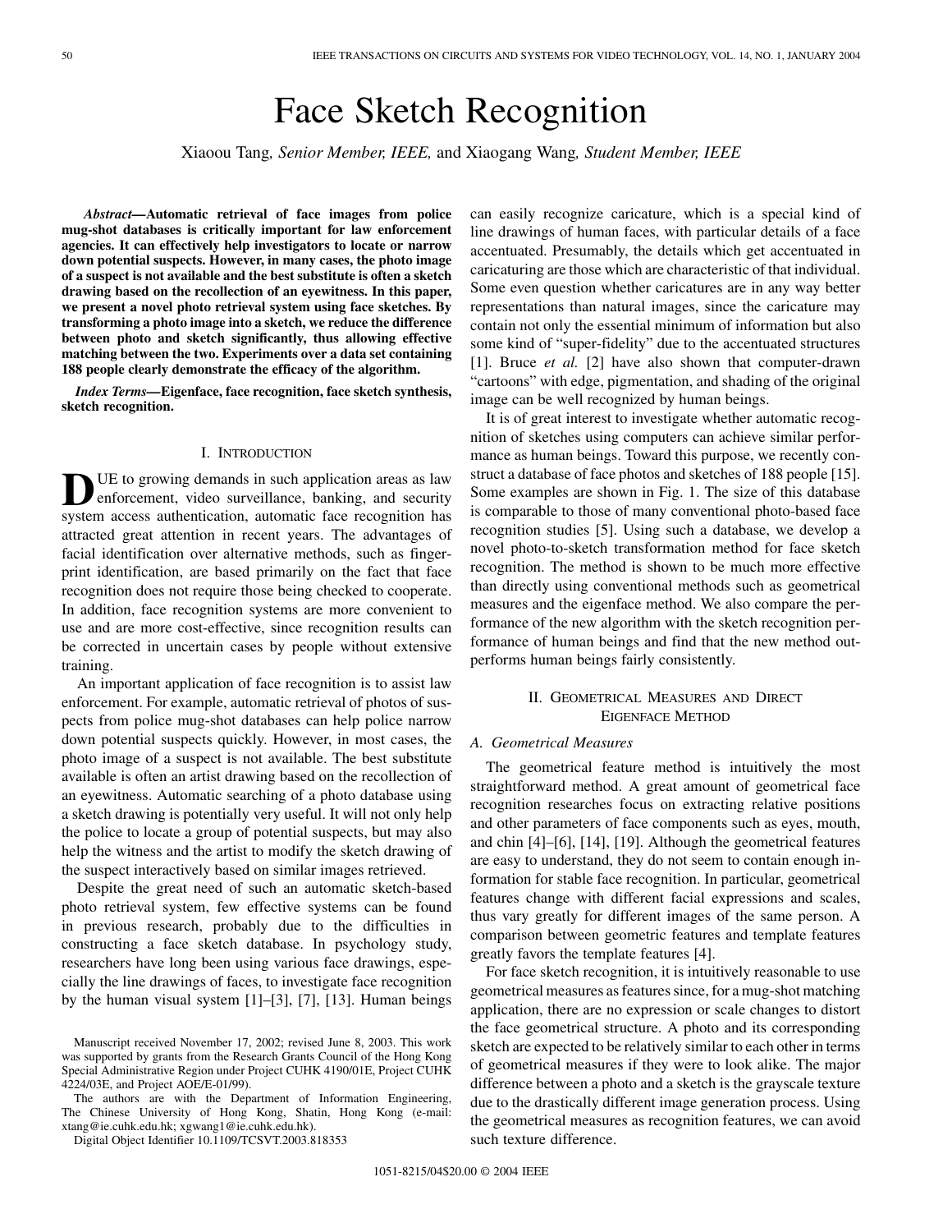# Face Sketch Recognition

Xiaoou Tang, *Senior Member, IEEE,* and Xiaogang Wang, *Student Member, IEEE*

***Abstract*—Automatic retrieval of face images from police mug-shot databases is critically important for law enforcement agencies. It can effectively help investigators to locate or narrow down potential suspects. However, in many cases, the photo image of a suspect is not available and the best substitute is often a sketch drawing based on the recollection of an eyewitness. In this paper, we present a novel photo retrieval system using face sketches. By transforming a photo image into a sketch, we reduce the difference between photo and sketch significantly, thus allowing effective matching between the two. Experiments over a data set containing 188 people clearly demonstrate the efficacy of the algorithm.**

***Index Terms*—Eigenface, face recognition, face sketch synthesis, sketch recognition.**

## I. Introduction

Due to growing demands in such application areas as law enforcement, video surveillance, banking, and security system access authentication, automatic face recognition has attracted great attention in recent years. The advantages of facial identification over alternative methods, such as fingerprint identification, are based primarily on the fact that face recognition does not require those being checked to cooperate. In addition, face recognition systems are more convenient to use and are more cost-effective, since recognition results can be corrected in uncertain cases by people without extensive training.

An important application of face recognition is to assist law enforcement. For example, automatic retrieval of photos of suspects from police mug-shot databases can help police narrow down potential suspects quickly. However, in most cases, the photo image of a suspect is not available. The best substitute available is often an artist drawing based on the recollection of an eyewitness. Automatic searching of a photo database using a sketch drawing is potentially very useful. It will not only help the police to locate a group of potential suspects, but may also help the witness and the artist to modify the sketch drawing of the suspect interactively based on similar images retrieved.

Despite the great need of such an automatic sketch-based photo retrieval system, few effective systems can be found in previous research, probably due to the difficulties in constructing a face sketch database. In psychology study, researchers have long been using various face drawings, especially the line drawings of faces, to investigate face recognition by the human visual system [1]–[3], [7], [13]. Human beings can easily recognize caricature, which is a special kind of line drawings of human faces, with particular details of a face accentuated. Presumably, the details which get accentuated in caricaturing are those which are characteristic of that individual. Some even question whether caricatures are in any way better representations than natural images, since the caricature may contain not only the essential minimum of information but also some kind of "super-fidelity" due to the accentuated structures [1]. Bruce *et al.* [2] have also shown that computer-drawn "cartoons" with edge, pigmentation, and shading of the original image can be well recognized by human beings.

It is of great interest to investigate whether automatic recognition of sketches using computers can achieve similar performance as human beings. Toward this purpose, we recently construct a database of face photos and sketches of 188 people [15]. Some examples are shown in Fig. 1. The size of this database is comparable to those of many conventional photo-based face recognition studies [5]. Using such a database, we develop a novel photo-to-sketch transformation method for face sketch recognition. The method is shown to be much more effective than directly using conventional methods such as geometrical measures and the eigenface method. We also compare the performance of the new algorithm with the sketch recognition performance of human beings and find that the new method outperforms human beings fairly consistently.

## II. Geometrical Measures and Direct Eigenface Method

### A. Geometrical Measures

The geometrical feature method is intuitively the most straightforward method. A great amount of geometrical face recognition researches focus on extracting relative positions and other parameters of face components such as eyes, mouth, and chin [4]–[6], [14], [19]. Although the geometrical features are easy to understand, they do not seem to contain enough information for stable face recognition. In particular, geometrical features change with different facial expressions and scales, thus vary greatly for different images of the same person. A comparison between geometric features and template features greatly favors the template features [4].

For face sketch recognition, it is intuitively reasonable to use geometrical measures as features since, for a mug-shot matching application, there are no expression or scale changes to distort the face geometrical structure. A photo and its corresponding sketch are expected to be relatively similar to each other in terms of geometrical measures if they were to look alike. The major difference between a photo and a sketch is the grayscale texture due to the drastically different image generation process. Using the geometrical measures as recognition features, we can avoid such texture difference.

Manuscript received November 17, 2002; revised June 8, 2003. This work was supported by grants from the Research Grants Council of the Hong Kong Special Administrative Region under Project CUHK 4190/01E, Project CUHK 4224/03E, and Project AOE/E-01/99).

The authors are with the Department of Information Engineering, The Chinese University of Hong Kong, Shatin, Hong Kong (e-mail: xtang@ie.cuhk.edu.hk; xgwang1@ie.cuhk.edu.hk).

Digital Object Identifier 10.1109/TCSVT.2003.818353

1051-8215/04$20.00 © 2004 IEEE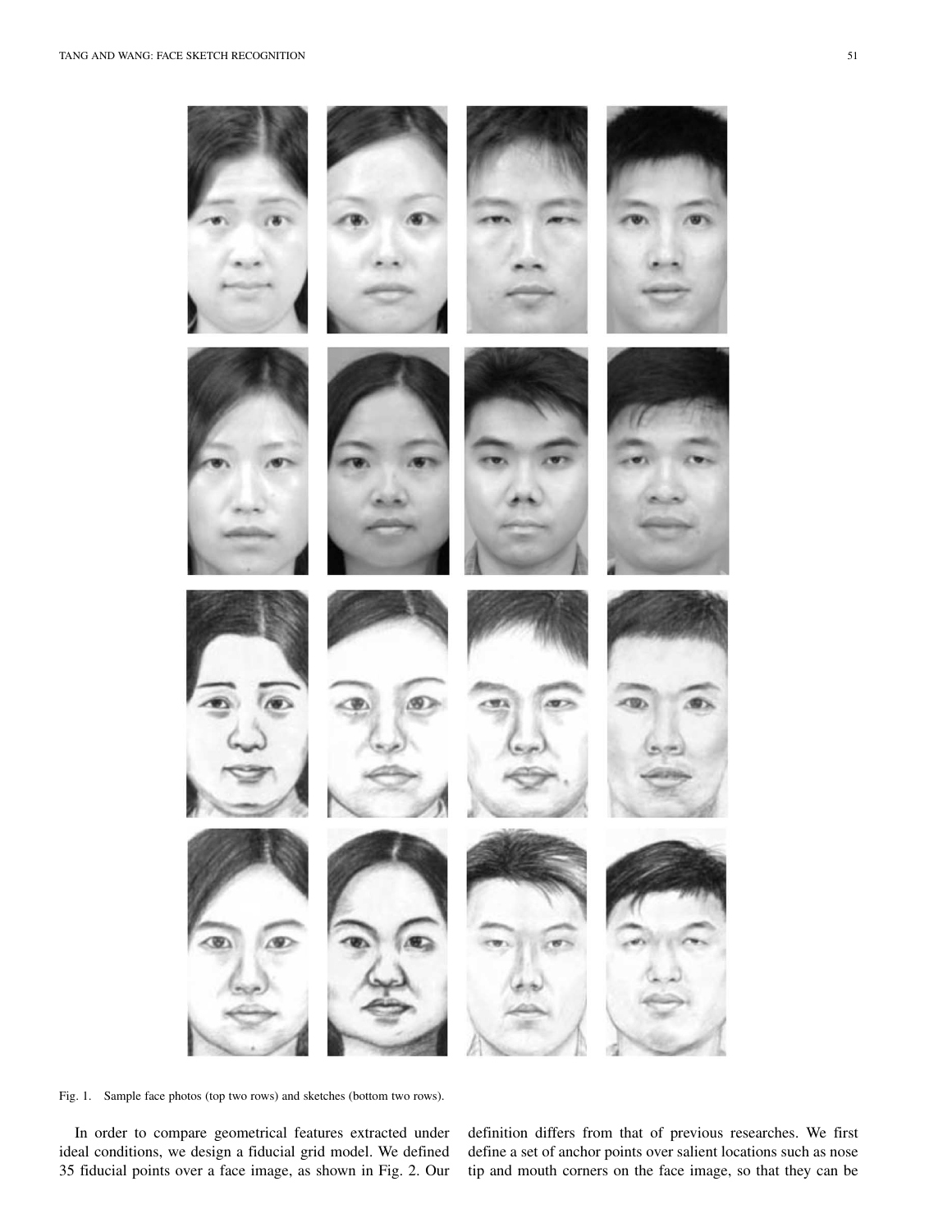Fig. 1. Sample face photos (top two rows) and sketches (bottom two rows).

In order to compare geometrical features extracted under ideal conditions, we design a fiducial grid model. We defined 35 fiducial points over a face image, as shown in Fig. 2. Our definition differs from that of previous researches. We first define a set of anchor points over salient locations such as nose tip and mouth corners on the face image, so that they can be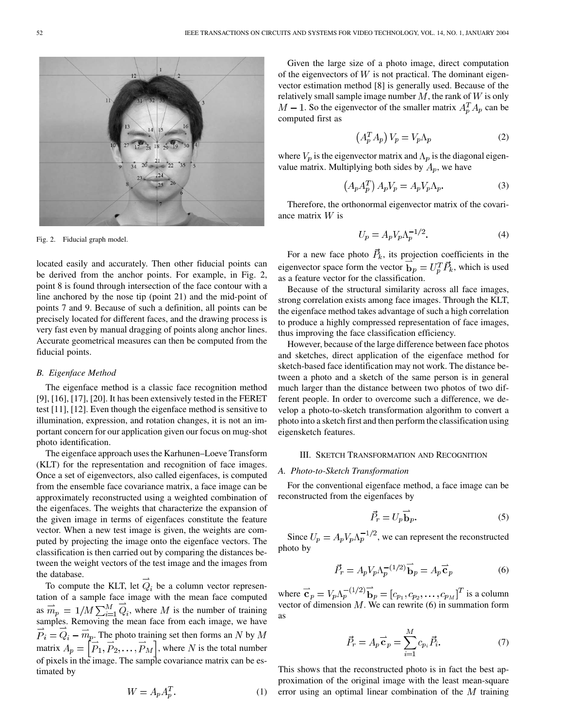Fig. 2. Fiducial graph model.

located easily and accurately. Then other fiducial points can be derived from the anchor points. For example, in Fig. 2, point 8 is found through intersection of the face contour with a line anchored by the nose tip (point 21) and the mid-point of points 7 and 9. Because of such a definition, all points can be precisely located for different faces, and the drawing process is very fast even by manual dragging of points along anchor lines. Accurate geometrical measures can then be computed from the fiducial points.

### B. Eigenface Method

The eigenface method is a classic face recognition method [9], [16], [17], [20]. It has been extensively tested in the FERET test [11], [12]. Even though the eigenface method is sensitive to illumination, expression, and rotation changes, it is not an important concern for our application given our focus on mug-shot photo identification.

The eigenface approach uses the Karhunen–Loeve Transform (KLT) for the representation and recognition of face images. Once a set of eigenvectors, also called eigenfaces, is computed from the ensemble face covariance matrix, a face image can be approximately reconstructed using a weighted combination of the eigenfaces. The weights that characterize the expansion of the given image in terms of eigenfaces constitute the feature vector. When a new test image is given, the weights are computed by projecting the image onto the eigenface vectors. The classification is then carried out by comparing the distances between the weight vectors of the test image and the images from the database.

To compute the KLT, let $\vec{Q}_i$ be a column vector representation of a sample face image with the mean face computed as $\vec{m}_p = 1/M \sum_{i=1}^{M} \vec{Q}_i$, where $M$ is the number of training samples. Removing the mean face from each image, we have $\vec{P}_i = \vec{Q}_i - \vec{m}_p$. The photo training set then forms an $N$ by $M$ matrix $A_p = \left[\vec{P}_1, \vec{P}_2, \ldots, \vec{P}_M\right]$, where $N$ is the total number of pixels in the image. The sample covariance matrix can be estimated by

$$W = A_p A_p^T. \tag{1}$$

Given the large size of a photo image, direct computation of the eigenvectors of $W$ is not practical. The dominant eigenvector estimation method [8] is generally used. Because of the relatively small sample image number $M$, the rank of $W$ is only $M - 1$. So the eigenvector of the smaller matrix $A_p^T A_p$ can be computed first as

$$\left(A_p^T A_p\right) V_p = V_p \Lambda_p \tag{2}$$

where $V_p$ is the eigenvector matrix and $\Lambda_p$ is the diagonal eigenvalue matrix. Multiplying both sides by $A_p$, we have

$$\left(A_p A_p^T\right) A_p V_p = A_p V_p \Lambda_p. \tag{3}$$

Therefore, the orthonormal eigenvector matrix of the covariance matrix $W$ is

$$U_p = A_p V_p \Lambda_p^{-1/2}. \tag{4}$$

For a new face photo $\vec{P}_k$, its projection coefficients in the eigenvector space form the vector $\vec{\mathbf{b}}_p = U_p^T \vec{P}_k$, which is used as a feature vector for the classification.

Because of the structural similarity across all face images, strong correlation exists among face images. Through the KLT, the eigenface method takes advantage of such a high correlation to produce a highly compressed representation of face images, thus improving the face classification efficiency.

However, because of the large difference between face photos and sketches, direct application of the eigenface method for sketch-based face identification may not work. The distance between a photo and a sketch of the same person is in general much larger than the distance between two photos of two different people. In order to overcome such a difference, we develop a photo-to-sketch transformation algorithm to convert a photo into a sketch first and then perform the classification using eigensketch features.

## III. Sketch Transformation and Recognition

### A. Photo-to-Sketch Transformation

For the conventional eigenface method, a face image can be reconstructed from the eigenfaces by

$$\vec{P}_r = U_p \vec{\mathbf{b}}_p. \tag{5}$$

Since $U_p = A_p V_p \Lambda_p^{-1/2}$, we can represent the reconstructed photo by

$$\vec{P}_r = A_p V_p \Lambda_p^{-(1/2)} \vec{\mathbf{b}}_p = A_p \vec{\mathbf{c}}_p \tag{6}$$

where $\vec{\mathbf{c}}_p = V_p \Lambda_p^{-(1/2)} \vec{\mathbf{b}}_p = [c_{p_1}, c_{p_2}, \ldots, c_{p_M}]^T$ is a column vector of dimension $M$. We can rewrite (6) in summation form as

$$\vec{P}_r = A_p \vec{\mathbf{c}}_p = \sum_{i=1}^{M} c_{p_i} \vec{P}_i. \tag{7}$$

This shows that the reconstructed photo is in fact the best approximation of the original image with the least mean-square error using an optimal linear combination of the $M$ training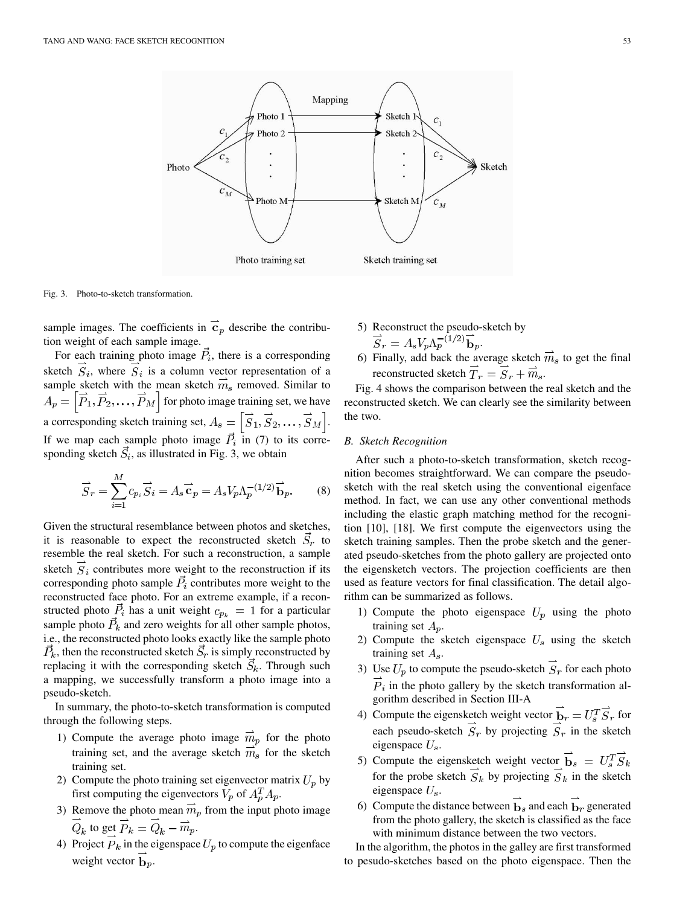Fig. 3. Photo-to-sketch transformation.

sample images. The coefficients in $\vec{\mathbf{c}}_p$ describe the contribution weight of each sample image.

For each training photo image $\vec{P}_i$, there is a corresponding sketch $\vec{S}_i$, where $\vec{S}_i$ is a column vector representation of a sample sketch with the mean sketch $\vec{m}_s$ removed. Similar to $A_p = \left[\vec{P}_1, \vec{P}_2, \ldots, \vec{P}_M\right]$ for photo image training set, we have a corresponding sketch training set, $A_s = \left[\vec{S}_1, \vec{S}_2, \ldots, \vec{S}_M\right]$. If we map each sample photo image $\vec{P}_i$ in (7) to its corresponding sketch $\vec{S}_i$, as illustrated in Fig. 3, we obtain

$$\vec{S}_r = \sum_{i=1}^{M} c_{p_i} \vec{S}_i = A_s \vec{\mathbf{c}}_p = A_s V_p \Lambda_p^{-(1/2)} \vec{\mathbf{b}}_p. \tag{8}$$

Given the structural resemblance between photos and sketches, it is reasonable to expect the reconstructed sketch $\vec{S}_r$ to resemble the real sketch. For such a reconstruction, a sample sketch $\vec{S}_i$ contributes more weight to the reconstruction if its corresponding photo sample $\vec{P}_i$ contributes more weight to the reconstructed face photo. For an extreme example, if a reconstructed photo $\vec{P}_i$ has a unit weight $c_{p_k} = 1$ for a particular sample photo $\vec{P}_k$ and zero weights for all other sample photos, i.e., the reconstructed photo looks exactly like the sample photo $\vec{P}_k$, then the reconstructed sketch $\vec{S}_r$ is simply reconstructed by replacing it with the corresponding sketch $\vec{S}_k$. Through such a mapping, we successfully transform a photo image into a pseudo-sketch.

In summary, the photo-to-sketch transformation is computed through the following steps.

1) Compute the average photo image $\vec{m}_p$ for the photo training set, and the average sketch $\vec{m}_s$ for the sketch training set.
2) Compute the photo training set eigenvector matrix $U_p$ by first computing the eigenvectors $V_p$ of $A_p^T A_p$.
3) Remove the photo mean $\vec{m}_p$ from the input photo image $\vec{Q}_k$ to get $\vec{P}_k = \vec{Q}_k - \vec{m}_p$.
4) Project $\vec{P}_k$ in the eigenspace $U_p$ to compute the eigenface weight vector $\vec{\mathbf{b}}_p$.
5) Reconstruct the pseudo-sketch by $\vec{S}_r = A_s V_p \Lambda_p^{-(1/2)} \vec{\mathbf{b}}_p$.
6) Finally, add back the average sketch $\vec{m}_s$ to get the final reconstructed sketch $\vec{T}_r = \vec{S}_r + \vec{m}_s$.

Fig. 4 shows the comparison between the real sketch and the reconstructed sketch. We can clearly see the similarity between the two.

### *B. Sketch Recognition*

After such a photo-to-sketch transformation, sketch recognition becomes straightforward. We can compare the pseudo-sketch with the real sketch using the conventional eigenface method. In fact, we can use any other conventional methods including the elastic graph matching method for the recognition [10], [18]. We first compute the eigenvectors using the sketch training samples. Then the probe sketch and the generated pseudo-sketches from the photo gallery are projected onto the eigensketch vectors. The projection coefficients are then used as feature vectors for final classification. The detail algorithm can be summarized as follows.

1) Compute the photo eigenspace $U_p$ using the photo training set $A_p$.
2) Compute the sketch eigenspace $U_s$ using the sketch training set $A_s$.
3) Use $U_p$ to compute the pseudo-sketch $\vec{S}_r$ for each photo $\vec{P}_i$ in the photo gallery by the sketch transformation algorithm described in Section III-A
4) Compute the eigensketch weight vector $\vec{\mathbf{b}}_r = U_s^T \vec{S}_r$ for each pseudo-sketch $\vec{S}_r$ by projecting $\vec{S}_r$ in the sketch eigenspace $U_s$.
5) Compute the eigensketch weight vector $\vec{\mathbf{b}}_s = U_s^T \vec{S}_k$ for the probe sketch $\vec{S}_k$ by projecting $\vec{S}_k$ in the sketch eigenspace $U_s$.
6) Compute the distance between $\vec{\mathbf{b}}_s$ and each $\vec{\mathbf{b}}_r$ generated from the photo gallery, the sketch is classified as the face with minimum distance between the two vectors.

In the algorithm, the photos in the galley are first transformed to pesudo-sketches based on the photo eigenspace. Then the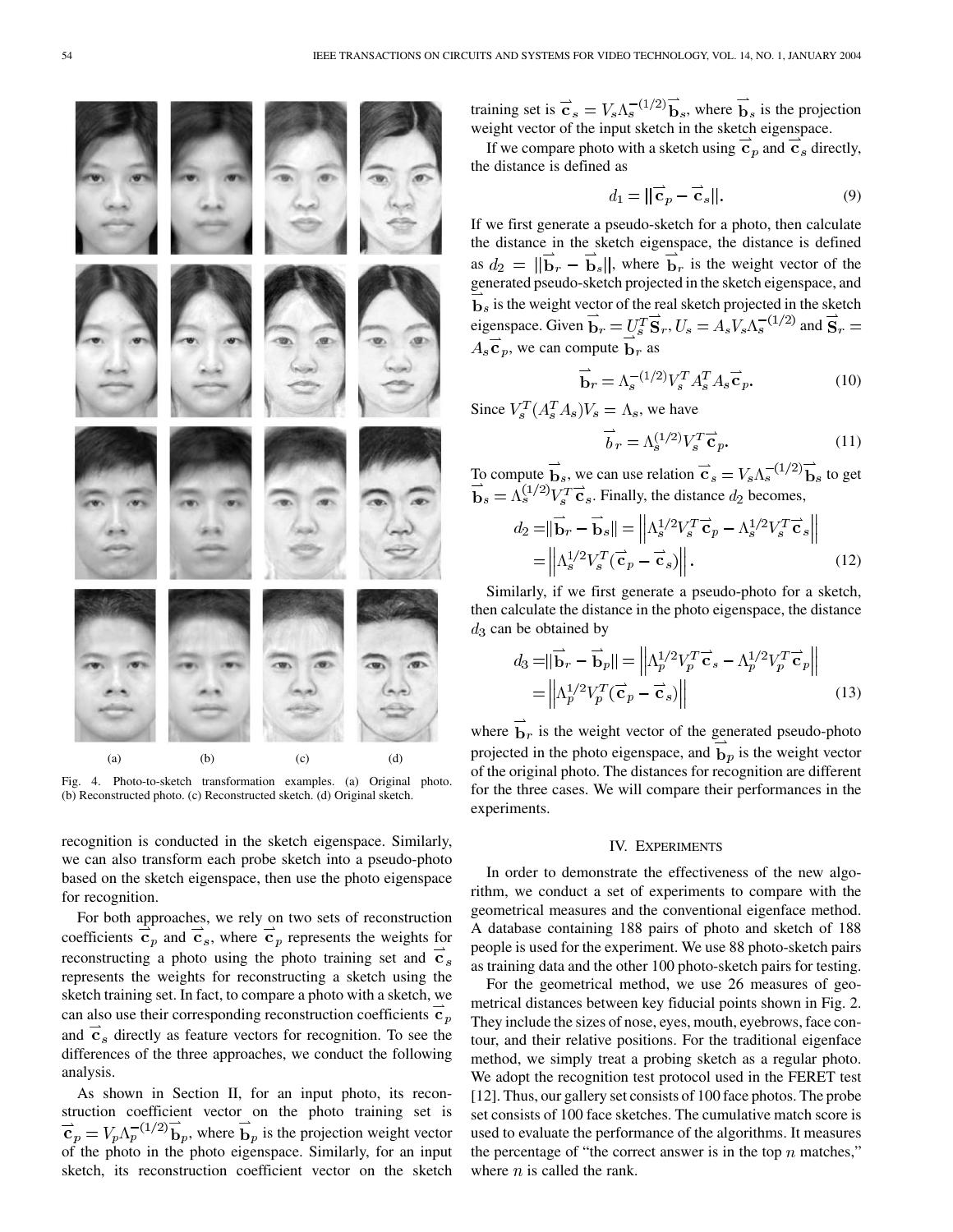Fig. 4. Photo-to-sketch transformation examples. (a) Original photo. (b) Reconstructed photo. (c) Reconstructed sketch. (d) Original sketch.

recognition is conducted in the sketch eigenspace. Similarly, we can also transform each probe sketch into a pseudo-photo based on the sketch eigenspace, then use the photo eigenspace for recognition.

For both approaches, we rely on two sets of reconstruction coefficients $\vec{c}_p$ and $\vec{c}_s$, where $\vec{c}_p$ represents the weights for reconstructing a photo using the photo training set and $\vec{c}_s$ represents the weights for reconstructing a sketch using the sketch training set. In fact, to compare a photo with a sketch, we can also use their corresponding reconstruction coefficients $\vec{c}_p$ and $\vec{c}_s$ directly as feature vectors for recognition. To see the differences of the three approaches, we conduct the following analysis.

As shown in Section II, for an input photo, its reconstruction coefficient vector on the photo training set is $\vec{c}_p = V_p \Lambda_p^{-(1/2)} \vec{b}_p$, where $\vec{b}_p$ is the projection weight vector of the photo in the photo eigenspace. Similarly, for an input sketch, its reconstruction coefficient vector on the sketch training set is $\vec{c}_s = V_s \Lambda_s^{-(1/2)} \vec{b}_s$, where $\vec{b}_s$ is the projection weight vector of the input sketch in the sketch eigenspace.

If we compare photo with a sketch using $\vec{c}_p$ and $\vec{c}_s$ directly, the distance is defined as

$$d_1 = \|\vec{c}_p - \vec{c}_s\|. \tag{9}$$

If we first generate a pseudo-sketch for a photo, then calculate the distance in the sketch eigenspace, the distance is defined as $d_2 = \|\vec{b}_r - \vec{b}_s\|$, where $\vec{b}_r$ is the weight vector of the generated pseudo-sketch projected in the sketch eigenspace, and $\vec{b}_s$ is the weight vector of the real sketch projected in the sketch eigenspace. Given $\vec{b}_r = U_s^T \vec{S}_r$, $U_s = A_s V_s \Lambda_s^{-(1/2)}$ and $\vec{S}_r = A_s \vec{c}_p$, we can compute $\vec{b}_r$ as

$$\vec{b}_r = \Lambda_s^{-(1/2)} V_s^T A_s^T A_s \vec{c}_p. \tag{10}$$

Since $V_s^T (A_s^T A_s) V_s = \Lambda_s$, we have

$$\vec{b}_r = \Lambda_s^{(1/2)} V_s^T \vec{c}_p. \tag{11}$$

To compute $\vec{b}_s$, we can use relation $\vec{c}_s = V_s \Lambda_s^{-(1/2)} \vec{b}_s$ to get $\vec{b}_s = \Lambda_s^{(1/2)} V_s^T \vec{c}_s$. Finally, the distance $d_2$ becomes,

$$\begin{aligned} d_2 &= \|\vec{b}_r - \vec{b}_s\| = \left\| \Lambda_s^{1/2} V_s^T \vec{c}_p - \Lambda_s^{1/2} V_s^T \vec{c}_s \right\| \\ &= \left\| \Lambda_s^{1/2} V_s^T (\vec{c}_p - \vec{c}_s) \right\|. \end{aligned} \tag{12}$$

Similarly, if we first generate a pseudo-photo for a sketch, then calculate the distance in the photo eigenspace, the distance $d_3$ can be obtained by

$$\begin{aligned} d_3 &= \|\vec{b}_r - \vec{b}_p\| = \left\| \Lambda_p^{1/2} V_p^T \vec{c}_s - \Lambda_p^{1/2} V_p^T \vec{c}_p \right\| \\ &= \left\| \Lambda_p^{1/2} V_p^T (\vec{c}_p - \vec{c}_s) \right\| \end{aligned} \tag{13}$$

where $\vec{b}_r$ is the weight vector of the generated pseudo-photo projected in the photo eigenspace, and $\vec{b}_p$ is the weight vector of the original photo. The distances for recognition are different for the three cases. We will compare their performances in the experiments.

## IV. Experiments

In order to demonstrate the effectiveness of the new algorithm, we conduct a set of experiments to compare with the geometrical measures and the conventional eigenface method. A database containing 188 pairs of photo and sketch of 188 people is used for the experiment. We use 88 photo-sketch pairs as training data and the other 100 photo-sketch pairs for testing.

For the geometrical method, we use 26 measures of geometrical distances between key fiducial points shown in Fig. 2. They include the sizes of nose, eyes, mouth, eyebrows, face contour, and their relative positions. For the traditional eigenface method, we simply treat a probing sketch as a regular photo. We adopt the recognition test protocol used in the FERET test [12]. Thus, our gallery set consists of 100 face photos. The probe set consists of 100 face sketches. The cumulative match score is used to evaluate the performance of the algorithms. It measures the percentage of "the correct answer is in the top $n$ matches," where $n$ is called the rank.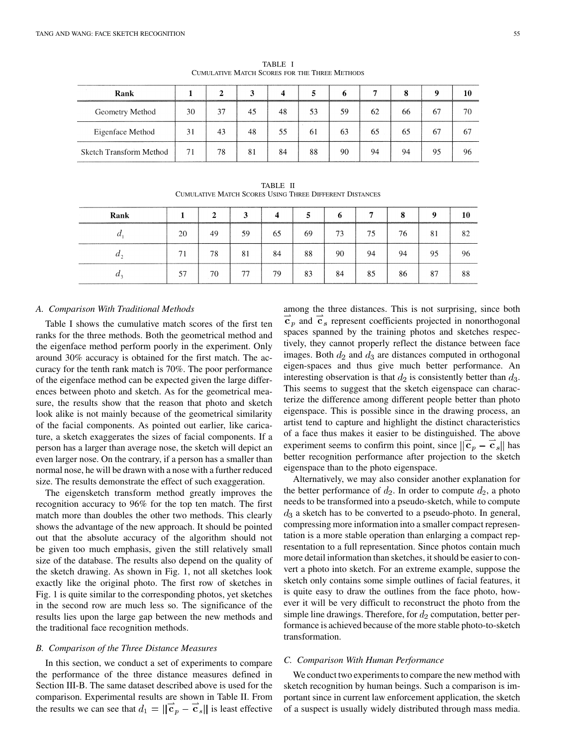TABLE I
CUMULATIVE MATCH SCORES FOR THE THREE METHODS

| Rank | 1 | 2 | 3 | 4 | 5 | 6 | 7 | 8 | 9 | 10 |
|---|---|---|---|---|---|---|---|---|---|---|
| Geometry Method | 30 | 37 | 45 | 48 | 53 | 59 | 62 | 66 | 67 | 70 |
| Eigenface Method | 31 | 43 | 48 | 55 | 61 | 63 | 65 | 65 | 67 | 67 |
| Sketch Transform Method | 71 | 78 | 81 | 84 | 88 | 90 | 94 | 94 | 95 | 96 |

TABLE II
CUMULATIVE MATCH SCORES USING THREE DIFFERENT DISTANCES

| Rank | 1 | 2 | 3 | 4 | 5 | 6 | 7 | 8 | 9 | 10 |
|---|---|---|---|---|---|---|---|---|---|---|
| $d_1$ | 20 | 49 | 59 | 65 | 69 | 73 | 75 | 76 | 81 | 82 |
| $d_2$ | 71 | 78 | 81 | 84 | 88 | 90 | 94 | 94 | 95 | 96 |
| $d_3$ | 57 | 70 | 77 | 79 | 83 | 84 | 85 | 86 | 87 | 88 |

### A. Comparison With Traditional Methods

Table I shows the cumulative match scores of the first ten ranks for the three methods. Both the geometrical method and the eigenface method perform poorly in the experiment. Only around 30% accuracy is obtained for the first match. The accuracy for the tenth rank match is 70%. The poor performance of the eigenface method can be expected given the large differences between photo and sketch. As for the geometrical measure, the results show that the reason that photo and sketch look alike is not mainly because of the geometrical similarity of the facial components. As pointed out earlier, like caricature, a sketch exaggerates the sizes of facial components. If a person has a larger than average nose, the sketch will depict an even larger nose. On the contrary, if a person has a smaller than normal nose, he will be drawn with a nose with a further reduced size. The results demonstrate the effect of such exaggeration.

The eigensketch transform method greatly improves the recognition accuracy to 96% for the top ten match. The first match more than doubles the other two methods. This clearly shows the advantage of the new approach. It should be pointed out that the absolute accuracy of the algorithm should not be given too much emphasis, given the still relatively small size of the database. The results also depend on the quality of the sketch drawing. As shown in Fig. 1, not all sketches look exactly like the original photo. The first row of sketches in Fig. 1 is quite similar to the corresponding photos, yet sketches in the second row are much less so. The significance of the results lies upon the large gap between the new methods and the traditional face recognition methods.

### B. Comparison of the Three Distance Measures

In this section, we conduct a set of experiments to compare the performance of the three distance measures defined in Section III-B. The same dataset described above is used for the comparison. Experimental results are shown in Table II. From the results we can see that $d_1 = \|\vec{\mathbf{c}}_p - \vec{\mathbf{c}}_s\|$ is least effective among the three distances. This is not surprising, since both $\vec{\mathbf{c}}_p$ and $\vec{\mathbf{c}}_s$ represent coefficients projected in nonorthogonal spaces spanned by the training photos and sketches respectively, they cannot properly reflect the distance between face images. Both $d_2$ and $d_3$ are distances computed in orthogonal eigen-spaces and thus give much better performance. An interesting observation is that $d_2$ is consistently better than $d_3$. This seems to suggest that the sketch eigenspace can characterize the difference among different people better than photo eigenspace. This is possible since in the drawing process, an artist tend to capture and highlight the distinct characteristics of a face thus makes it easier to be distinguished. The above experiment seems to confirm this point, since $\|\vec{\mathbf{c}}_p - \vec{\mathbf{c}}_s\|$ has better recognition performance after projection to the sketch eigenspace than to the photo eigenspace.

Alternatively, we may also consider another explanation for the better performance of $d_2$. In order to compute $d_2$, a photo needs to be transformed into a pseudo-sketch, while to compute $d_3$ a sketch has to be converted to a pseudo-photo. In general, compressing more information into a smaller compact representation is a more stable operation than enlarging a compact representation to a full representation. Since photos contain much more detail information than sketches, it should be easier to convert a photo into sketch. For an extreme example, suppose the sketch only contains some simple outlines of facial features, it is quite easy to draw the outlines from the face photo, however it will be very difficult to reconstruct the photo from the simple line drawings. Therefore, for $d_2$ computation, better performance is achieved because of the more stable photo-to-sketch transformation.

### C. Comparison With Human Performance

We conduct two experiments to compare the new method with sketch recognition by human beings. Such a comparison is important since in current law enforcement application, the sketch of a suspect is usually widely distributed through mass media.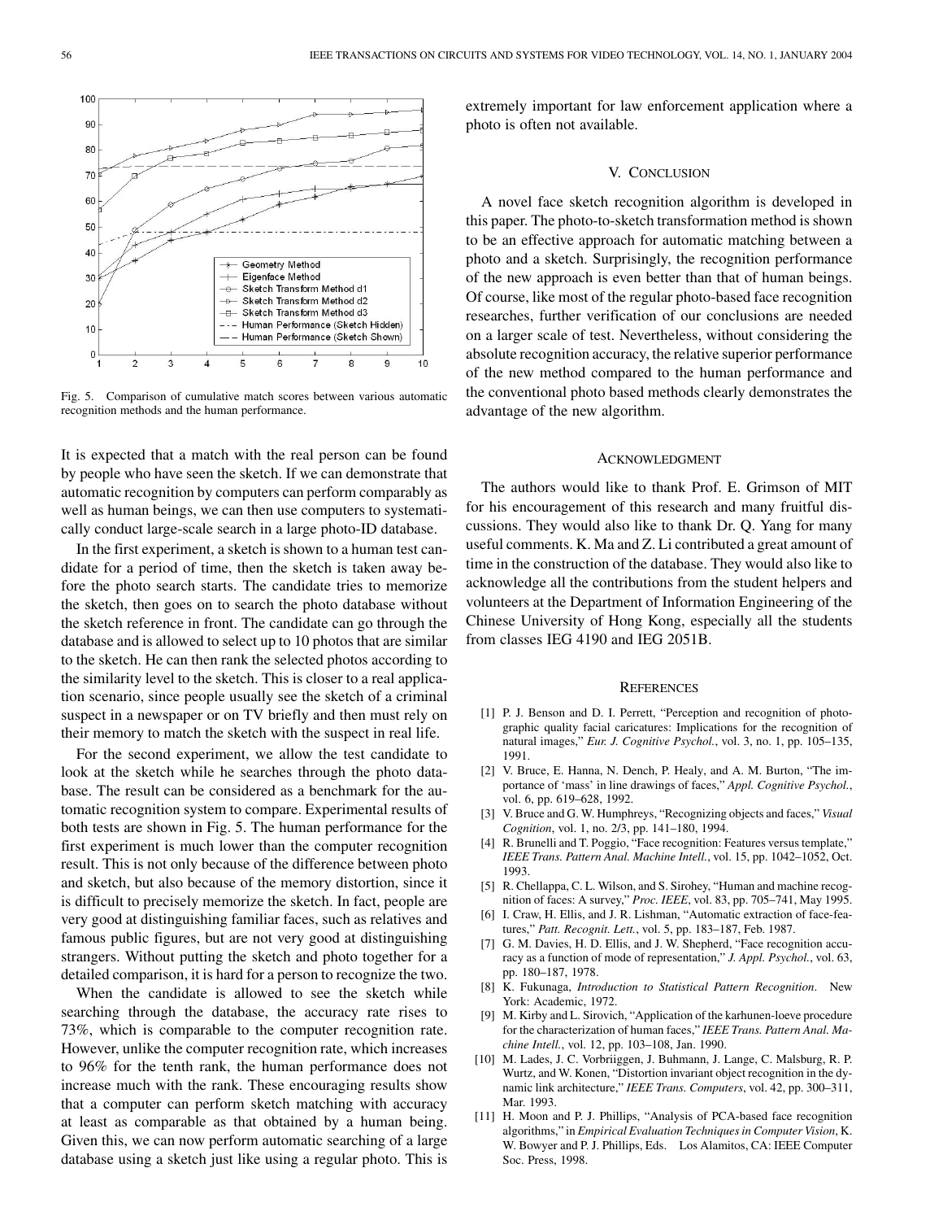Fig. 5. Comparison of cumulative match scores between various automatic recognition methods and the human performance.

It is expected that a match with the real person can be found by people who have seen the sketch. If we can demonstrate that automatic recognition by computers can perform comparably as well as human beings, we can then use computers to systematically conduct large-scale search in a large photo-ID database.

In the first experiment, a sketch is shown to a human test candidate for a period of time, then the sketch is taken away before the photo search starts. The candidate tries to memorize the sketch, then goes on to search the photo database without the sketch reference in front. The candidate can go through the database and is allowed to select up to 10 photos that are similar to the sketch. He can then rank the selected photos according to the similarity level to the sketch. This is closer to a real application scenario, since people usually see the sketch of a criminal suspect in a newspaper or on TV briefly and then must rely on their memory to match the sketch with the suspect in real life.

For the second experiment, we allow the test candidate to look at the sketch while he searches through the photo database. The result can be considered as a benchmark for the automatic recognition system to compare. Experimental results of both tests are shown in Fig. 5. The human performance for the first experiment is much lower than the computer recognition result. This is not only because of the difference between photo and sketch, but also because of the memory distortion, since it is difficult to precisely memorize the sketch. In fact, people are very good at distinguishing familiar faces, such as relatives and famous public figures, but are not very good at distinguishing strangers. Without putting the sketch and photo together for a detailed comparison, it is hard for a person to recognize the two.

When the candidate is allowed to see the sketch while searching through the database, the accuracy rate rises to 73%, which is comparable to the computer recognition rate. However, unlike the computer recognition rate, which increases to 96% for the tenth rank, the human performance does not increase much with the rank. These encouraging results show that a computer can perform sketch matching with accuracy at least as comparable as that obtained by a human being. Given this, we can now perform automatic searching of a large database using a sketch just like using a regular photo. This is extremely important for law enforcement application where a photo is often not available.

## V. Conclusion

A novel face sketch recognition algorithm is developed in this paper. The photo-to-sketch transformation method is shown to be an effective approach for automatic matching between a photo and a sketch. Surprisingly, the recognition performance of the new approach is even better than that of human beings. Of course, like most of the regular photo-based face recognition researches, further verification of our conclusions are needed on a larger scale of test. Nevertheless, without considering the absolute recognition accuracy, the relative superior performance of the new method compared to the human performance and the conventional photo based methods clearly demonstrates the advantage of the new algorithm.

## Acknowledgment

The authors would like to thank Prof. E. Grimson of MIT for his encouragement of this research and many fruitful discussions. They would also like to thank Dr. Q. Yang for many useful comments. K. Ma and Z. Li contributed a great amount of time in the construction of the database. They would also like to acknowledge all the contributions from the student helpers and volunteers at the Department of Information Engineering of the Chinese University of Hong Kong, especially all the students from classes IEG 4190 and IEG 2051B.

## References

[1] P. J. Benson and D. I. Perrett, "Perception and recognition of photographic quality facial caricatures: Implications for the recognition of natural images," *Eur. J. Cognitive Psychol.*, vol. 3, no. 1, pp. 105–135, 1991.

[2] V. Bruce, E. Hanna, N. Dench, P. Healy, and A. M. Burton, "The importance of 'mass' in line drawings of faces," *Appl. Cognitive Psychol.*, vol. 6, pp. 619–628, 1992.

[3] V. Bruce and G. W. Humphreys, "Recognizing objects and faces," *Visual Cognition*, vol. 1, no. 2/3, pp. 141–180, 1994.

[4] R. Brunelli and T. Poggio, "Face recognition: Features versus template," *IEEE Trans. Pattern Anal. Machine Intell.*, vol. 15, pp. 1042–1052, Oct. 1993.

[5] R. Chellappa, C. L. Wilson, and S. Sirohey, "Human and machine recognition of faces: A survey," *Proc. IEEE*, vol. 83, pp. 705–741, May 1995.

[6] I. Craw, H. Ellis, and J. R. Lishman, "Automatic extraction of face-features," *Patt. Recognit. Lett.*, vol. 5, pp. 183–187, Feb. 1987.

[7] G. M. Davies, H. D. Ellis, and J. W. Shepherd, "Face recognition accuracy as a function of mode of representation," *J. Appl. Psychol.*, vol. 63, pp. 180–187, 1978.

[8] K. Fukunaga, *Introduction to Statistical Pattern Recognition*. New York: Academic, 1972.

[9] M. Kirby and L. Sirovich, "Application of the karhunen-loeve procedure for the characterization of human faces," *IEEE Trans. Pattern Anal. Machine Intell.*, vol. 12, pp. 103–108, Jan. 1990.

[10] M. Lades, J. C. Vorbriiggen, J. Buhmann, J. Lange, C. Malsburg, R. P. Wurtz, and W. Konen, "Distortion invariant object recognition in the dynamic link architecture," *IEEE Trans. Computers*, vol. 42, pp. 300–311, Mar. 1993.

[11] H. Moon and P. J. Phillips, "Analysis of PCA-based face recognition algorithms," in *Empirical Evaluation Techniques in Computer Vision*, K. W. Bowyer and P. J. Phillips, Eds. Los Alamitos, CA: IEEE Computer Soc. Press, 1998.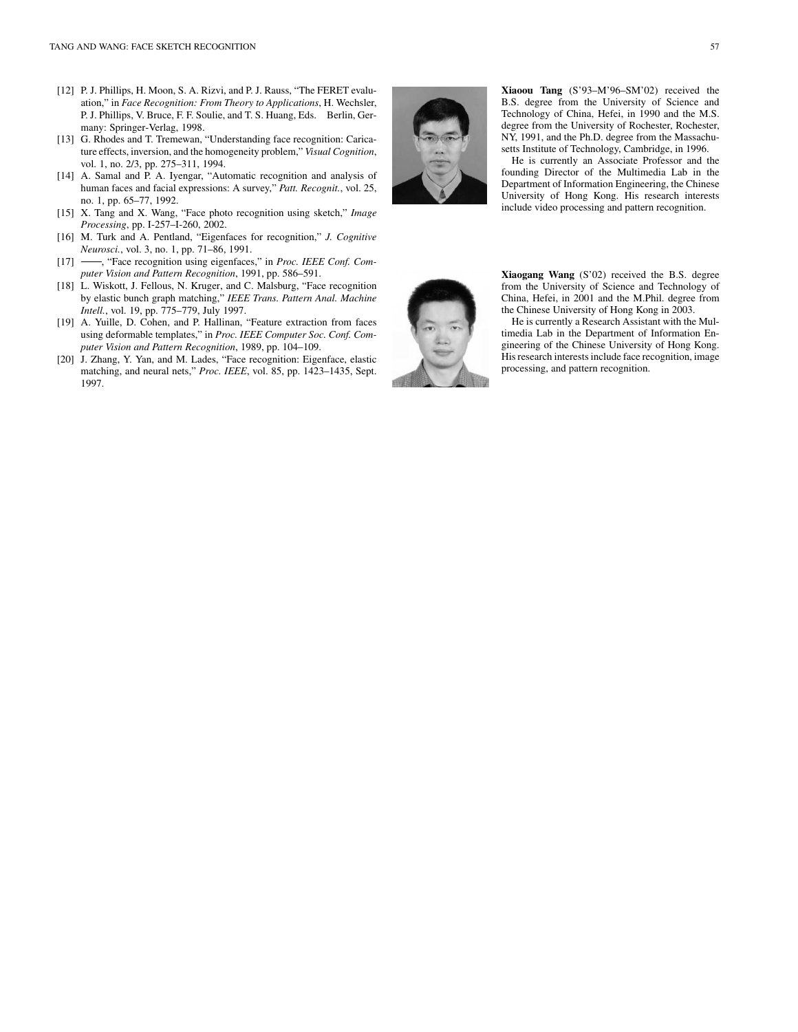[12] P. J. Phillips, H. Moon, S. A. Rizvi, and P. J. Rauss, "The FERET evaluation," in *Face Recognition: From Theory to Applications*, H. Wechsler, P. J. Phillips, V. Bruce, F. F. Soulie, and T. S. Huang, Eds. Berlin, Germany: Springer-Verlag, 1998.

[13] G. Rhodes and T. Tremewan, "Understanding face recognition: Caricature effects, inversion, and the homogeneity problem," *Visual Cognition*, vol. 1, no. 2/3, pp. 275–311, 1994.

[14] A. Samal and P. A. Iyengar, "Automatic recognition and analysis of human faces and facial expressions: A survey," *Patt. Recognit.*, vol. 25, no. 1, pp. 65–77, 1992.

[15] X. Tang and X. Wang, "Face photo recognition using sketch," *Image Processing*, pp. I-257–I-260, 2002.

[16] M. Turk and A. Pentland, "Eigenfaces for recognition," *J. Cognitive Neurosci.*, vol. 3, no. 1, pp. 71–86, 1991.

[17] ——, "Face recognition using eigenfaces," in *Proc. IEEE Conf. Computer Vision and Pattern Recognition*, 1991, pp. 586–591.

[18] L. Wiskott, J. Fellous, N. Kruger, and C. Malsburg, "Face recognition by elastic bunch graph matching," *IEEE Trans. Pattern Anal. Machine Intell.*, vol. 19, pp. 775–779, July 1997.

[19] A. Yuille, D. Cohen, and P. Hallinan, "Feature extraction from faces using deformable templates," in *Proc. IEEE Computer Soc. Conf. Computer Vision and Pattern Recognition*, 1989, pp. 104–109.

[20] J. Zhang, Y. Yan, and M. Lades, "Face recognition: Eigenface, elastic matching, and neural nets," *Proc. IEEE*, vol. 85, pp. 1423–1435, Sept. 1997.

**Xiaoou Tang** (S'93–M'96–SM'02) received the B.S. degree from the University of Science and Technology of China, Hefei, in 1990 and the M.S. degree from the University of Rochester, Rochester, NY, 1991, and the Ph.D. degree from the Massachusetts Institute of Technology, Cambridge, in 1996.

He is currently an Associate Professor and the founding Director of the Multimedia Lab in the Department of Information Engineering, the Chinese University of Hong Kong. His research interests include video processing and pattern recognition.

**Xiaogang Wang** (S'02) received the B.S. degree from the University of Science and Technology of China, Hefei, in 2001 and the M.Phil. degree from the Chinese University of Hong Kong in 2003.

He is currently a Research Assistant with the Multimedia Lab in the Department of Information Engineering of the Chinese University of Hong Kong. His research interests include face recognition, image processing, and pattern recognition.